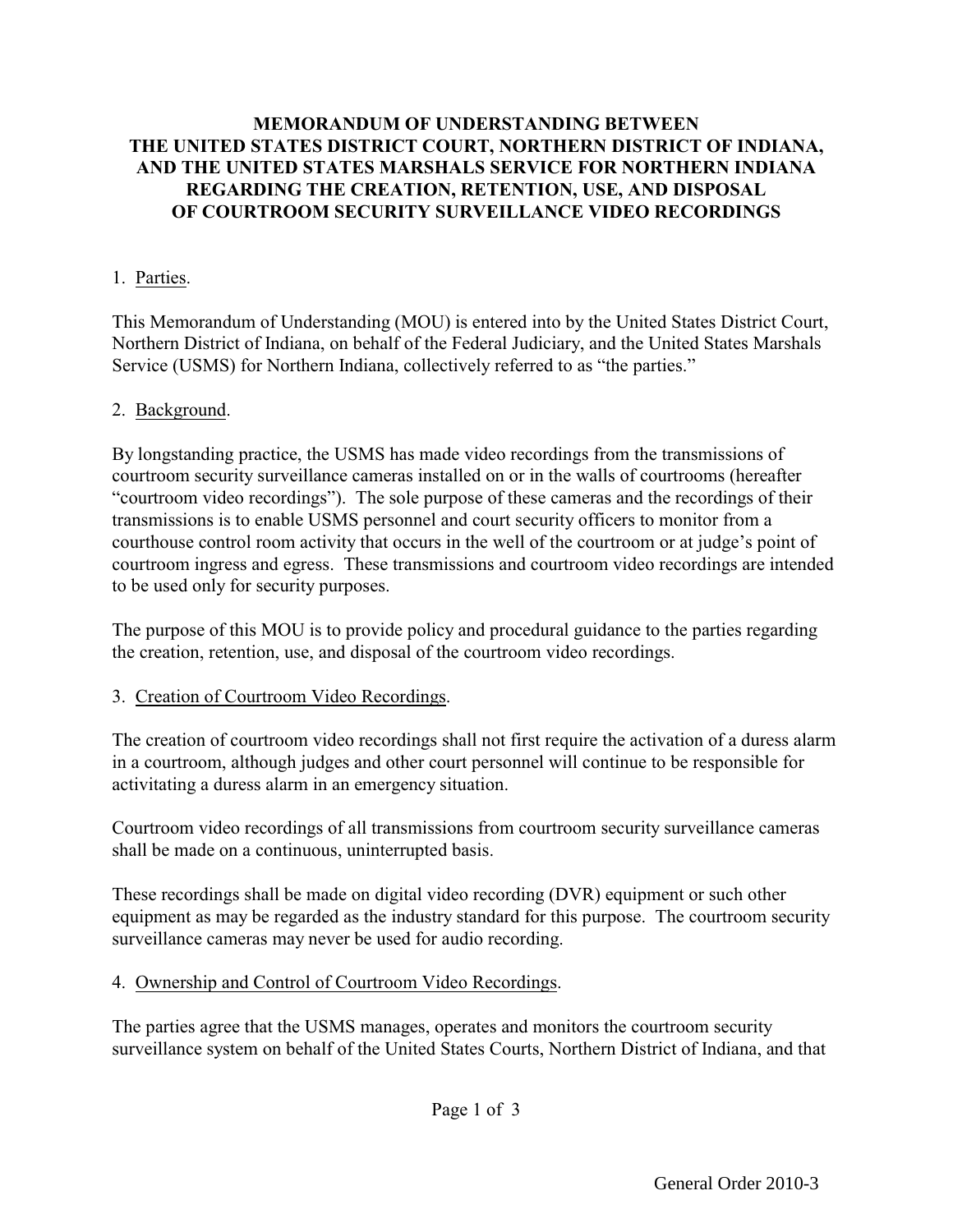**MEMORANDUM OF UNDERSTANDING BETWEEN THE UNITED STATES DISTRICT COURT, NORTHERN DISTRICT OF INDIANA, AND THE UNITED STATES MARSHALS SERVICE FOR NORTHERN INDIANA REGARDING THE CREATION, RETENTION, USE, AND DISPOSAL OF COURTROOM SECURITY SURVEILLANCE VIDEO RECORDINGS**

1. Parties.

This Memorandum of Understanding (MOU) is entered into by the United States District Court, Northern District of Indiana, on behalf of the Federal Judiciary, and the United States Marshals Service (USMS) for Northern Indiana, collectively referred to as "the parties."

2. Background.

By longstanding practice, the USMS has made video recordings from the transmissions of courtroom security surveillance cameras installed on or in the walls of courtrooms (hereafter "courtroom video recordings"). The sole purpose of these cameras and the recordings of their transmissions is to enable USMS personnel and court security officers to monitor from a courthouse control room activity that occurs in the well of the courtroom or at judge's point of courtroom ingress and egress. These transmissions and courtroom video recordings are intended to be used only for security purposes.

The purpose of this MOU is to provide policy and procedural guidance to the parties regarding the creation, retention, use, and disposal of the courtroom video recordings.

3. Creation of Courtroom Video Recordings.

The creation of courtroom video recordings shall not first require the activation of a duress alarm in a courtroom, although judges and other court personnel will continue to be responsible for activitating a duress alarm in an emergency situation.

Courtroom video recordings of all transmissions from courtroom security surveillance cameras shall be made on a continuous, uninterrupted basis.

These recordings shall be made on digital video recording (DVR) equipment or such other equipment as may be regarded as the industry standard for this purpose. The courtroom security surveillance cameras may never be used for audio recording.

4. Ownership and Control of Courtroom Video Recordings.

The parties agree that the USMS manages, operates and monitors the courtroom security surveillance system on behalf of the United States Courts, Northern District of Indiana, and that

General Order 2010-3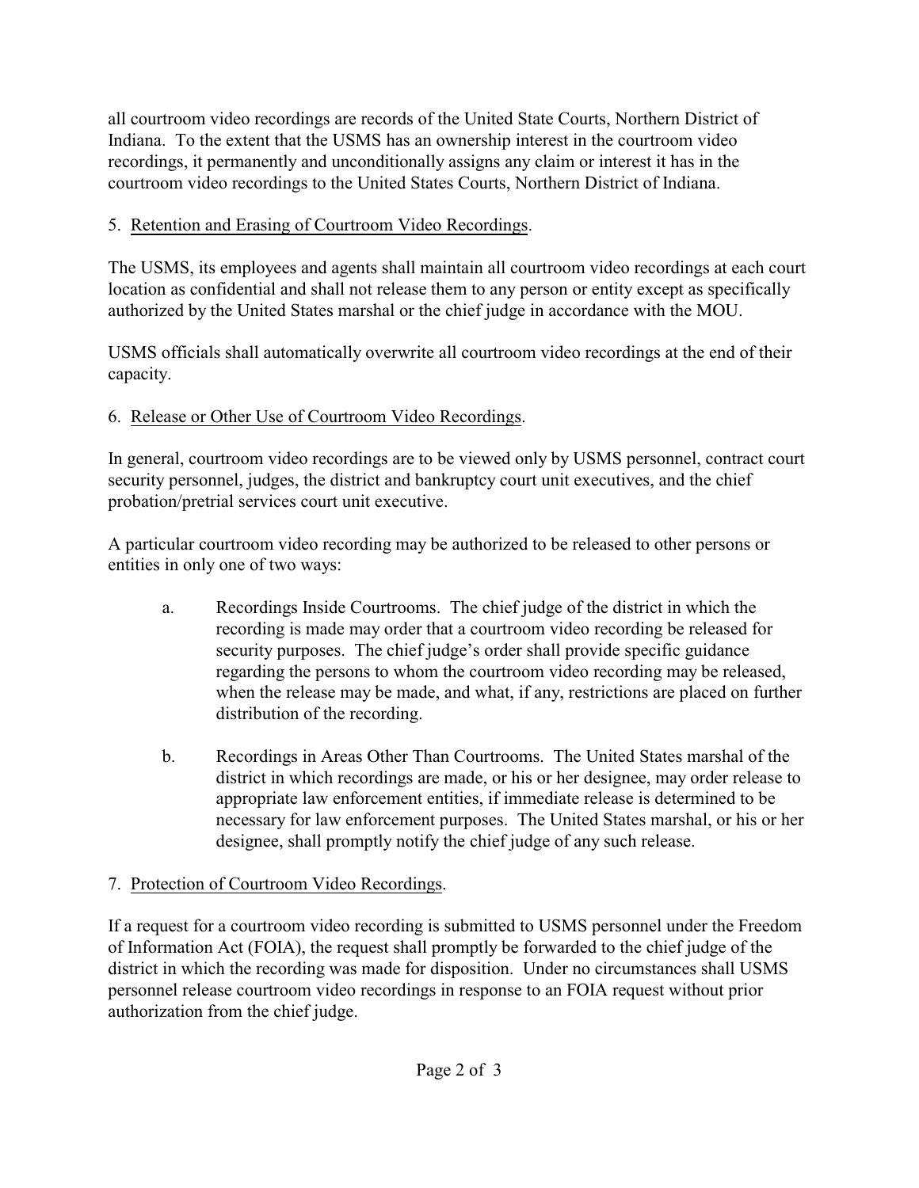all courtroom video recordings are records of the United State Courts, Northern District of Indiana. To the extent that the USMS has an ownership interest in the courtroom video recordings, it permanently and unconditionally assigns any claim or interest it has in the courtroom video recordings to the United States Courts, Northern District of Indiana.

5. Retention and Erasing of Courtroom Video Recordings.

The USMS, its employees and agents shall maintain all courtroom video recordings at each court location as confidential and shall not release them to any person or entity except as specifically authorized by the United States marshal or the chief judge in accordance with the MOU.

USMS officials shall automatically overwrite all courtroom video recordings at the end of their capacity.

6. Release or Other Use of Courtroom Video Recordings.

In general, courtroom video recordings are to be viewed only by USMS personnel, contract court security personnel, judges, the district and bankruptcy court unit executives, and the chief probation/pretrial services court unit executive.

A particular courtroom video recording may be authorized to be released to other persons or entities in only one of two ways:

a. Recordings Inside Courtrooms. The chief judge of the district in which the recording is made may order that a courtroom video recording be released for security purposes. The chief judge's order shall provide specific guidance regarding the persons to whom the courtroom video recording may be released, when the release may be made, and what, if any, restrictions are placed on further distribution of the recording.

b. Recordings in Areas Other Than Courtrooms. The United States marshal of the district in which recordings are made, or his or her designee, may order release to appropriate law enforcement entities, if immediate release is determined to be necessary for law enforcement purposes. The United States marshal, or his or her designee, shall promptly notify the chief judge of any such release.

7. Protection of Courtroom Video Recordings.

If a request for a courtroom video recording is submitted to USMS personnel under the Freedom of Information Act (FOIA), the request shall promptly be forwarded to the chief judge of the district in which the recording was made for disposition. Under no circumstances shall USMS personnel release courtroom video recordings in response to an FOIA request without prior authorization from the chief judge.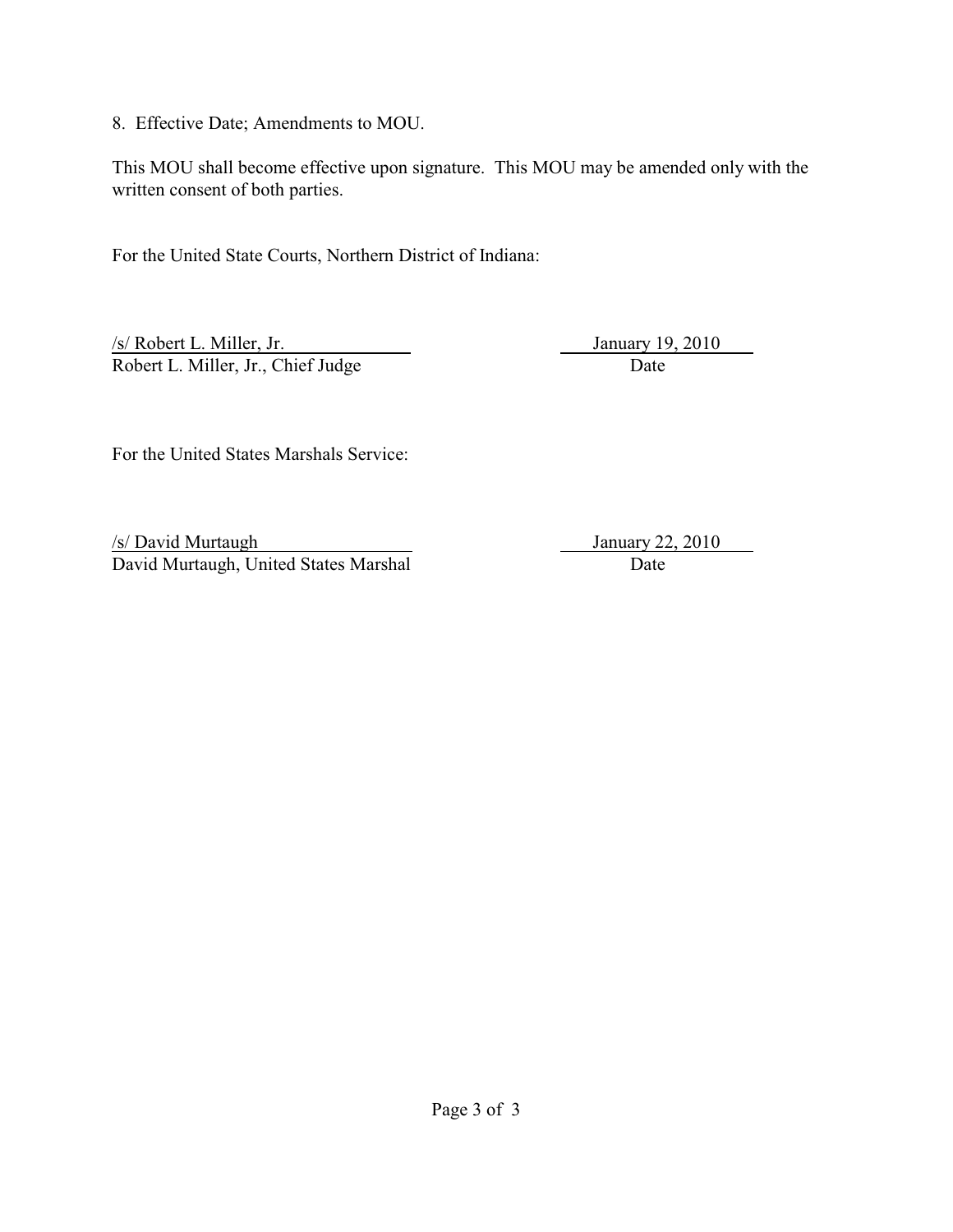8. Effective Date; Amendments to MOU.

This MOU shall become effective upon signature. This MOU may be amended only with the written consent of both parties.

For the United State Courts, Northern District of Indiana:

| | |
|---|---|
| /s/ Robert L. Miller, Jr. | January 19, 2010 |
| Robert L. Miller, Jr., Chief Judge | Date |

For the United States Marshals Service:

| | |
|---|---|
| /s/ David Murtaugh | January 22, 2010 |
| David Murtaugh, United States Marshal | Date |